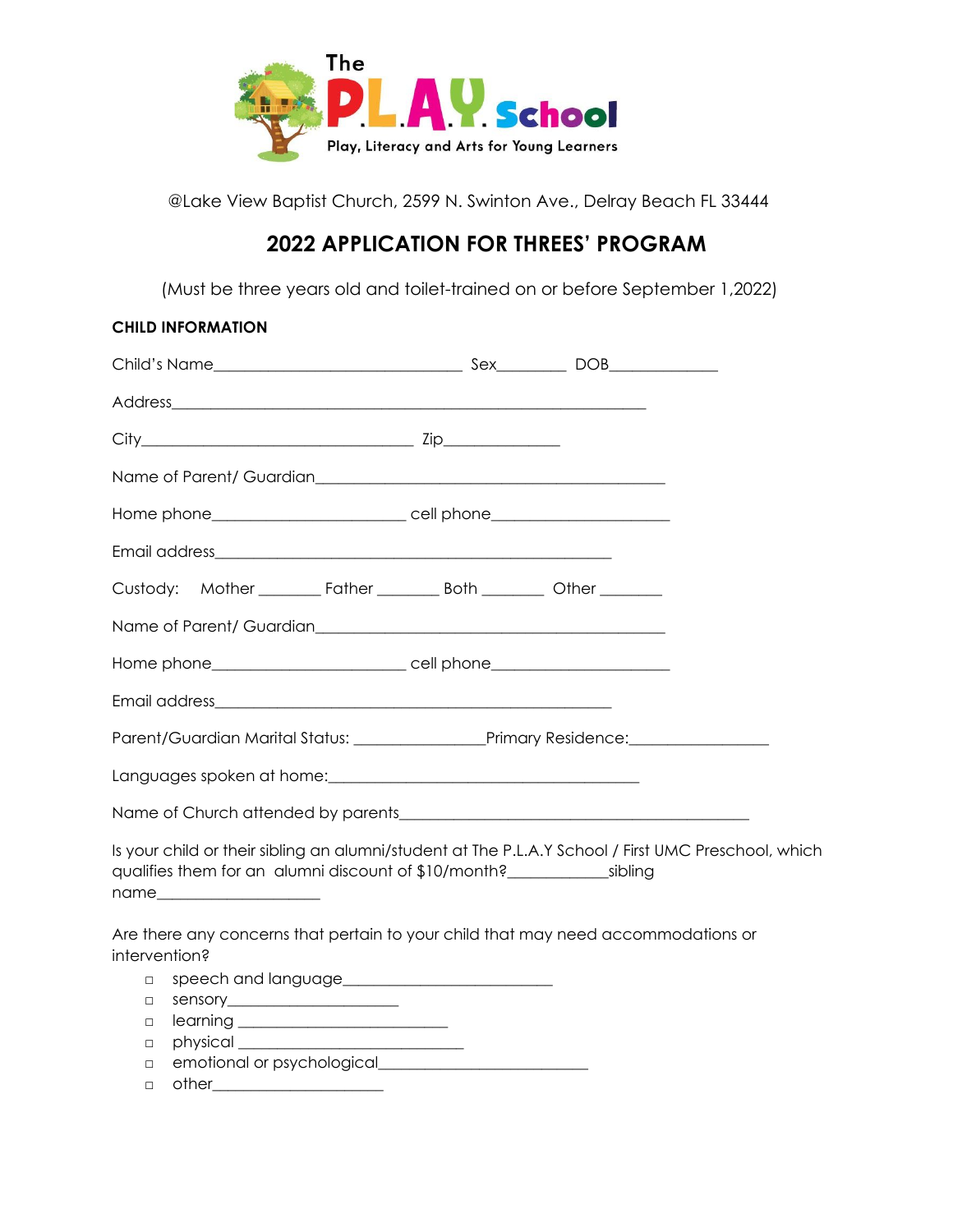The P.L.A.Y. School

Play, Literacy and Arts for Young Learners

@Lake View Baptist Church, 2599 N. Swinton Ave., Delray Beach FL 33444

# 2022 APPLICATION FOR THREES' PROGRAM

(Must be three years old and toilet-trained on or before September 1,2022)

**CHILD INFORMATION**

Child's Name_______________________________ Sex________ DOB_____________

Address___________________________________________________________

City_________________________________ Zip______________

Name of Parent/ Guardian____________________________________________

Home phone________________________ cell phone______________________

Email address_________________________________________________

Custody: Mother ________ Father ________ Both ________ Other ________

Name of Parent/ Guardian____________________________________________

Home phone________________________ cell phone______________________

Email address_________________________________________________

Parent/Guardian Marital Status: ________________Primary Residence:_________________

Languages spoken at home:________________________________________

Name of Church attended by parents_____________________________________________

Is your child or their sibling an alumni/student at The P.L.A.Y School / First UMC Preschool, which qualifies them for an alumni discount of $10/month?____________sibling name____________________

Are there any concerns that pertain to your child that may need accommodations or intervention?

- ☐ speech and language__________________________
- ☐ sensory_____________________
- ☐ learning __________________________
- ☐ physical ____________________________
- ☐ emotional or psychological__________________________
- ☐ other_____________________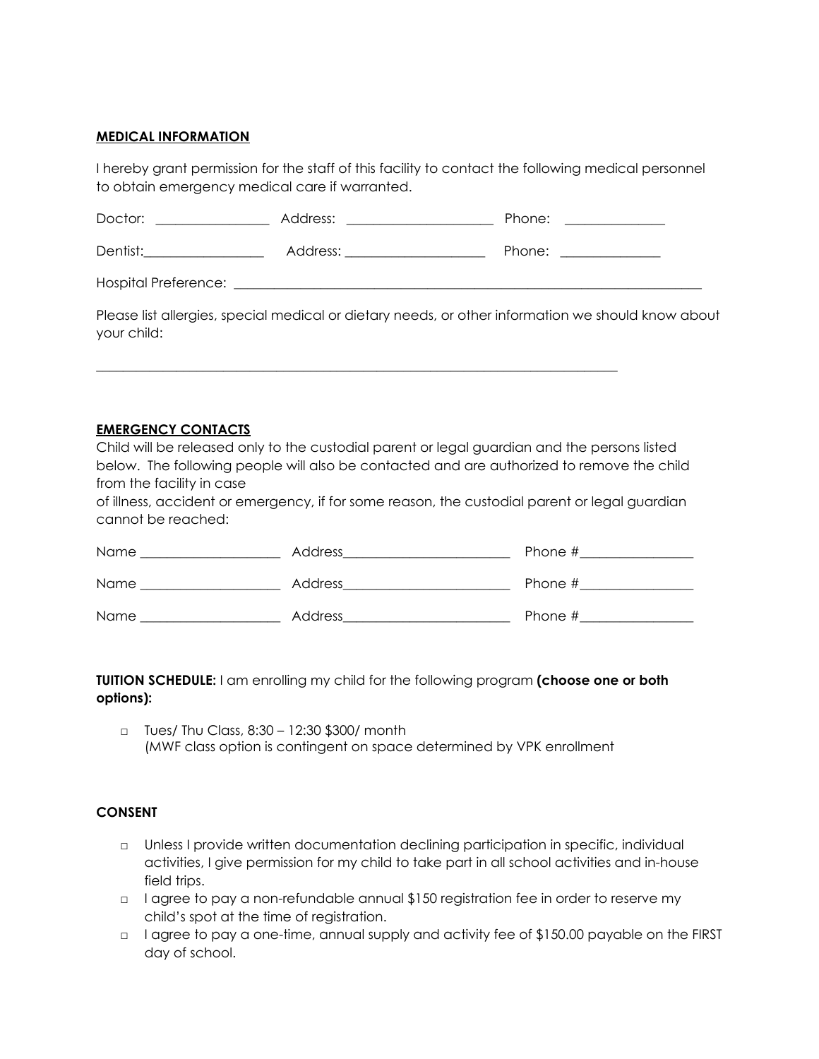**<u>MEDICAL INFORMATION</u>**

I hereby grant permission for the staff of this facility to contact the following medical personnel to obtain emergency medical care if warranted.

Doctor: ________________ Address: _____________________ Phone: ______________

Dentist:_________________ Address: ____________________ Phone: ______________

Hospital Preference: ______________________________________________________________________

Please list allergies, special medical or dietary needs, or other information we should know about your child:

_____________________________________________________________________________

**<u>EMERGENCY CONTACTS</u>**

Child will be released only to the custodial parent or legal guardian and the persons listed below. The following people will also be contacted and are authorized to remove the child from the facility in case
of illness, accident or emergency, if for some reason, the custodial parent or legal guardian cannot be reached:

Name ____________________ Address________________________ Phone #________________

Name ____________________ Address________________________ Phone #________________

Name ____________________ Address________________________ Phone #________________

**TUITION SCHEDULE:** I am enrolling my child for the following program **(choose one or both options):**

- □ Tues/ Thu Class, 8:30 – 12:30 $300/ month
  (MWF class option is contingent on space determined by VPK enrollment

**CONSENT**

- □ Unless I provide written documentation declining participation in specific, individual activities, I give permission for my child to take part in all school activities and in-house field trips.
- □ I agree to pay a non-refundable annual $150 registration fee in order to reserve my child's spot at the time of registration.
- □ I agree to pay a one-time, annual supply and activity fee of $150.00 payable on the FIRST day of school.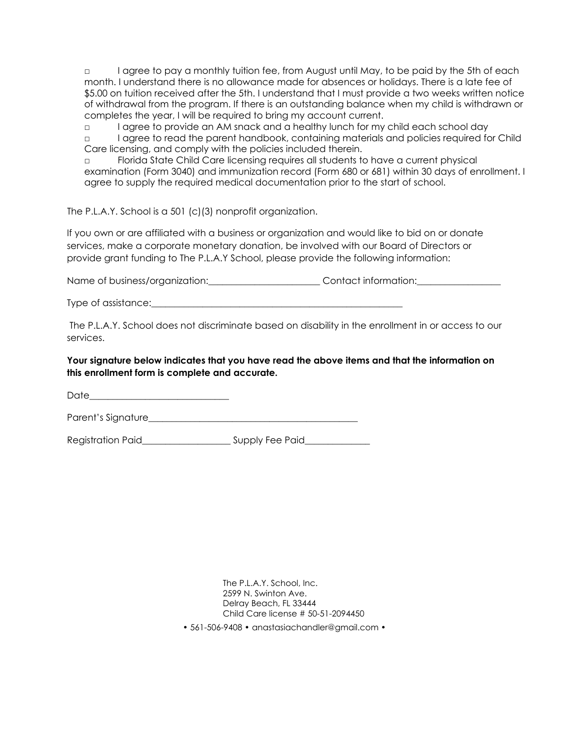- □ I agree to pay a monthly tuition fee, from August until May, to be paid by the 5th of each month. I understand there is no allowance made for absences or holidays. There is a late fee of $5.00 on tuition received after the 5th. I understand that I must provide a two weeks written notice of withdrawal from the program. If there is an outstanding balance when my child is withdrawn or completes the year, I will be required to bring my account current.
- □ I agree to provide an AM snack and a healthy lunch for my child each school day
- □ I agree to read the parent handbook, containing materials and policies required for Child Care licensing, and comply with the policies included therein.
- □ Florida State Child Care licensing requires all students to have a current physical examination (Form 3040) and immunization record (Form 680 or 681) within 30 days of enrollment. I agree to supply the required medical documentation prior to the start of school.

The P.L.A.Y. School is a 501 (c)(3) nonprofit organization.

If you own or are affiliated with a business or organization and would like to bid on or donate services, make a corporate monetary donation, be involved with our Board of Directors or provide grant funding to The P.L.A.Y School, please provide the following information:

Name of business/organization:________________________ Contact information:__________________

Type of assistance:________________________________________________________

The P.L.A.Y. School does not discriminate based on disability in the enrollment in or access to our services.

**Your signature below indicates that you have read the above items and that the information on this enrollment form is complete and accurate.**

Date______________________________

Parent's Signature______________________________________________

Registration Paid___________________ Supply Fee Paid______________

The P.L.A.Y. School, Inc.
2599 N. Swinton Ave.
Delray Beach, FL 33444
Child Care license # 50-51-2094450

• 561-506-9408 • anastasiachandler@gmail.com •